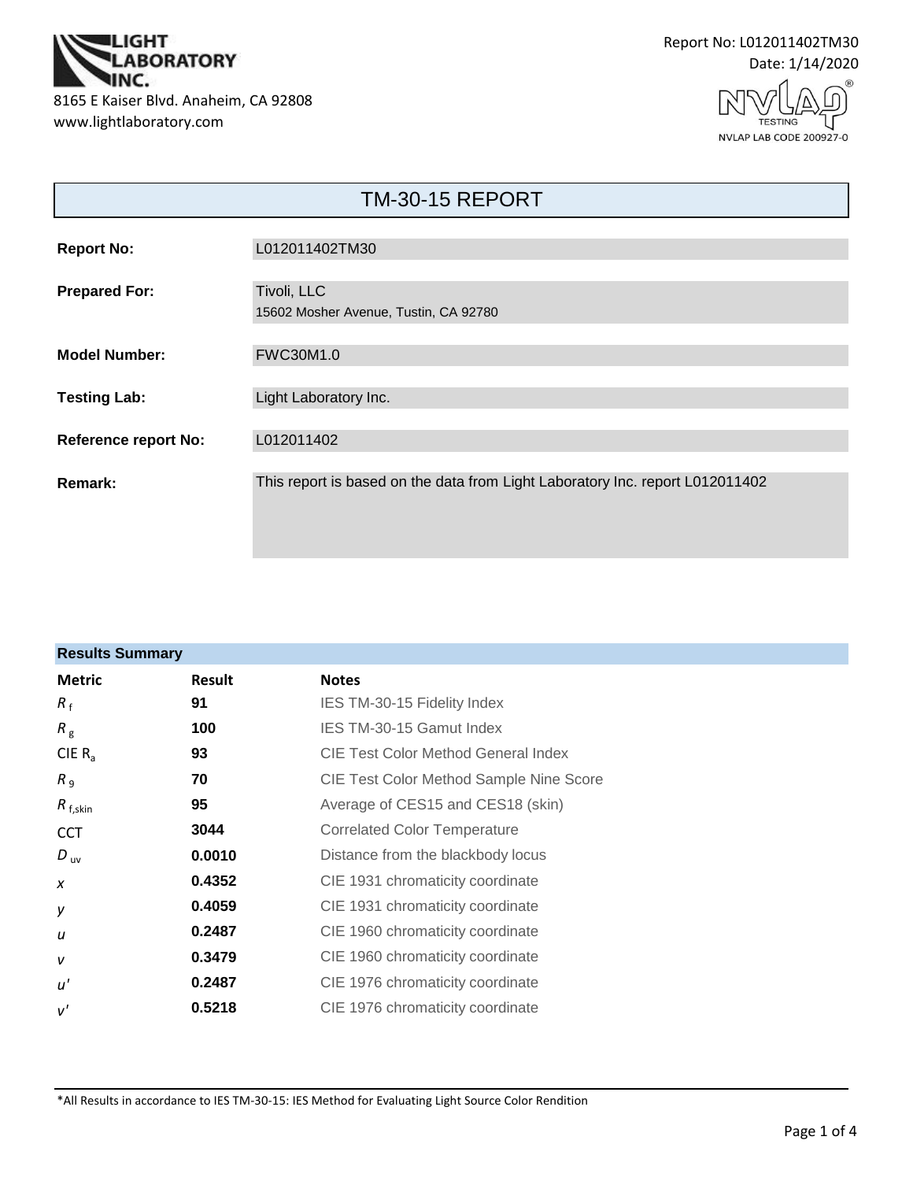LIGHT LABORATORY INC.

8165 E Kaiser Blvd. Anaheim, CA 92808
www.lightlaboratory.com

Report No: L012011402TM30
Date: 1/14/2020

NVLAP TESTING
NVLAP LAB CODE 200927-0

# TM-30-15 REPORT

| | |
|---|---|
| **Report No:** | L012011402TM30 |
| **Prepared For:** | Tivoli, LLC<br>15602 Mosher Avenue, Tustin, CA 92780 |
| **Model Number:** | FWC30M1.0 |
| **Testing Lab:** | Light Laboratory Inc. |
| **Reference report No:** | L012011402 |
| **Remark:** | This report is based on the data from Light Laboratory Inc. report L012011402 |

## Results Summary

| Metric | Result | Notes |
|---|---|---|
| $R_f$ | **91** | IES TM-30-15 Fidelity Index |
| $R_g$ | **100** | IES TM-30-15 Gamut Index |
| CIE $R_a$ | **93** | CIE Test Color Method General Index |
| $R_9$ | **70** | CIE Test Color Method Sample Nine Score |
| $R_{f,skin}$ | **95** | Average of CES15 and CES18 (skin) |
| CCT | **3044** | Correlated Color Temperature |
| $D_{uv}$ | **0.0010** | Distance from the blackbody locus |
| $x$ | **0.4352** | CIE 1931 chromaticity coordinate |
| $y$ | **0.4059** | CIE 1931 chromaticity coordinate |
| $u$ | **0.2487** | CIE 1960 chromaticity coordinate |
| $v$ | **0.3479** | CIE 1960 chromaticity coordinate |
| $u'$ | **0.2487** | CIE 1976 chromaticity coordinate |
| $v'$ | **0.5218** | CIE 1976 chromaticity coordinate |

*All Results in accordance to IES TM-30-15: IES Method for Evaluating Light Source Color Rendition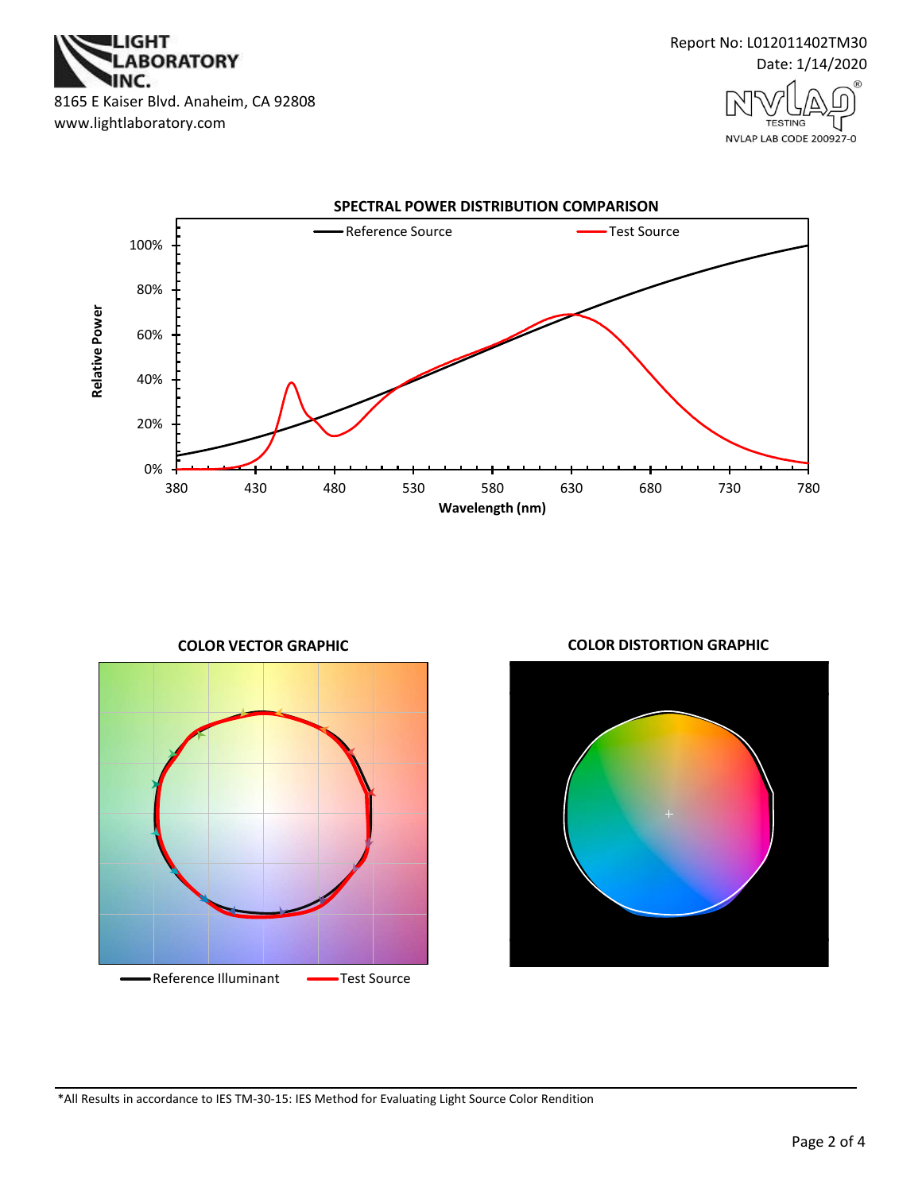LIGHT LABORATORY INC.

8165 E Kaiser Blvd. Anaheim, CA 92808

www.lightlaboratory.com

Report No: L012011402TM30

Date: 1/14/2020

NVLAP TESTING

NVLAP LAB CODE 200927-0

## SPECTRAL POWER DISTRIBUTION COMPARISON

Reference Source — Test Source

Relative Power: 0%, 20%, 40%, 60%, 80%, 100%

Wavelength (nm): 380, 430, 480, 530, 580, 630, 680, 730, 780

## COLOR VECTOR GRAPHIC

Reference Illuminant — Test Source

## COLOR DISTORTION GRAPHIC

*All Results in accordance to IES TM-30-15: IES Method for Evaluating Light Source Color Rendition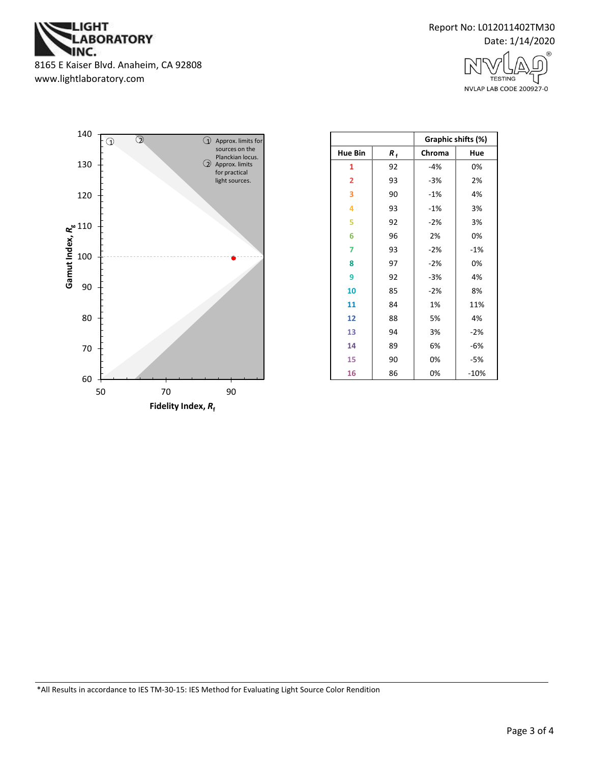Report No: L012011402TM30

Date: 1/14/2020

① Approx. limits for sources on the Planckian locus.
② Approx. limits for practical light sources.

Gamut Index, $R_g$

Fidelity Index, $R_f$

| | | Graphic shifts (%) | |
|---|---|---|---|
| Hue Bin | $R_f$ | Chroma | Hue |
| 1 | 92 | -4% | 0% |
| 2 | 93 | -3% | 2% |
| 3 | 90 | -1% | 4% |
| 4 | 93 | -1% | 3% |
| 5 | 92 | -2% | 3% |
| 6 | 96 | 2% | 0% |
| 7 | 93 | -2% | -1% |
| 8 | 97 | -2% | 0% |
| 9 | 92 | -3% | 4% |
| 10 | 85 | -2% | 8% |
| 11 | 84 | 1% | 11% |
| 12 | 88 | 5% | 4% |
| 13 | 94 | 3% | -2% |
| 14 | 89 | 6% | -6% |
| 15 | 90 | 0% | -5% |
| 16 | 86 | 0% | -10% |

*All Results in accordance to IES TM-30-15: IES Method for Evaluating Light Source Color Rendition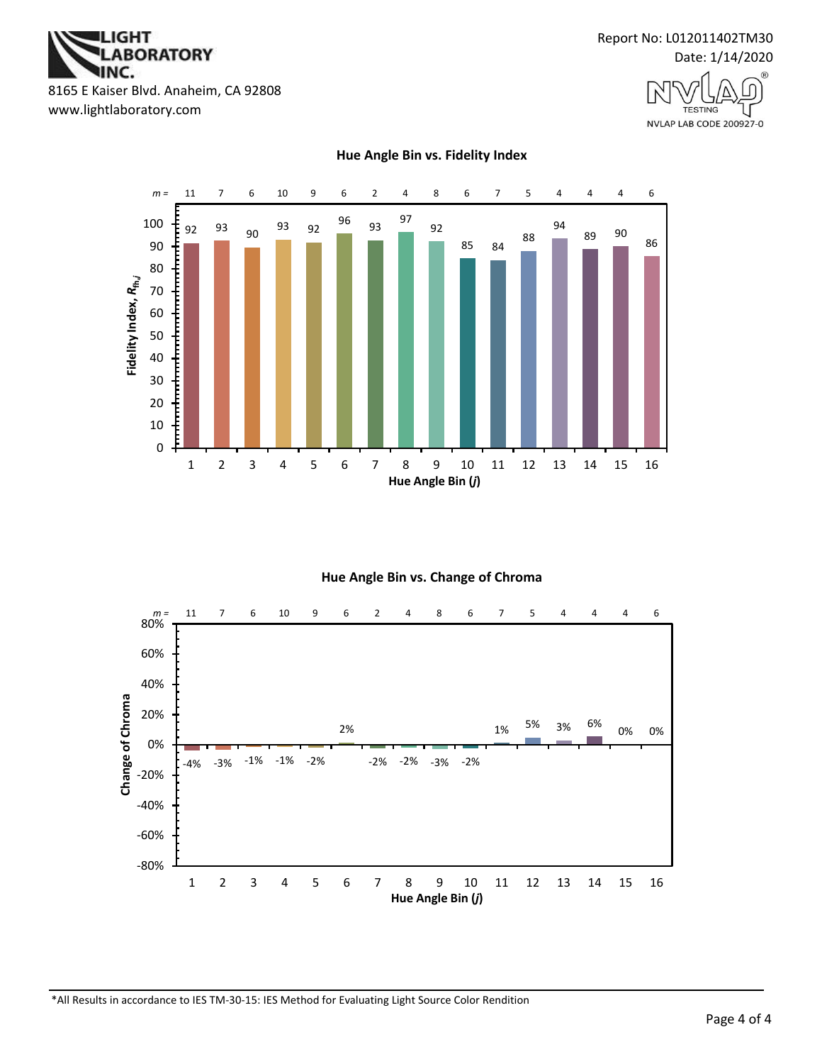LIGHT LABORATORY INC.
8165 E Kaiser Blvd. Anaheim, CA 92808
www.lightlaboratory.com

Report No: L012011402TM30
Date: 1/14/2020

NVLAP TESTING
NVLAP LAB CODE 200927-0

## Hue Angle Bin vs. Fidelity Index

m = 11 7 6 10 9 6 2 4 8 6 7 5 4 4 4 6

92 93 90 93 92 96 93 97 92 85 84 88 94 89 90 86

Fidelity Index, $R_{f,h,j}$

0 10 20 30 40 50 60 70 80 90 100

1 2 3 4 5 6 7 8 9 10 11 12 13 14 15 16

Hue Angle Bin (*j*)

## Hue Angle Bin vs. Change of Chroma

m = 11 7 6 10 9 6 2 4 8 6 7 5 4 4 4 6

-4% -3% -1% -1% -2% 2% -2% -2% -3% -2% 1% 5% 3% 6% 0% 0%

Change of Chroma

80% 60% 40% 20% 0% -20% -40% -60% -80%

1 2 3 4 5 6 7 8 9 10 11 12 13 14 15 16

Hue Angle Bin (*j*)

*All Results in accordance to IES TM-30-15: IES Method for Evaluating Light Source Color Rendition